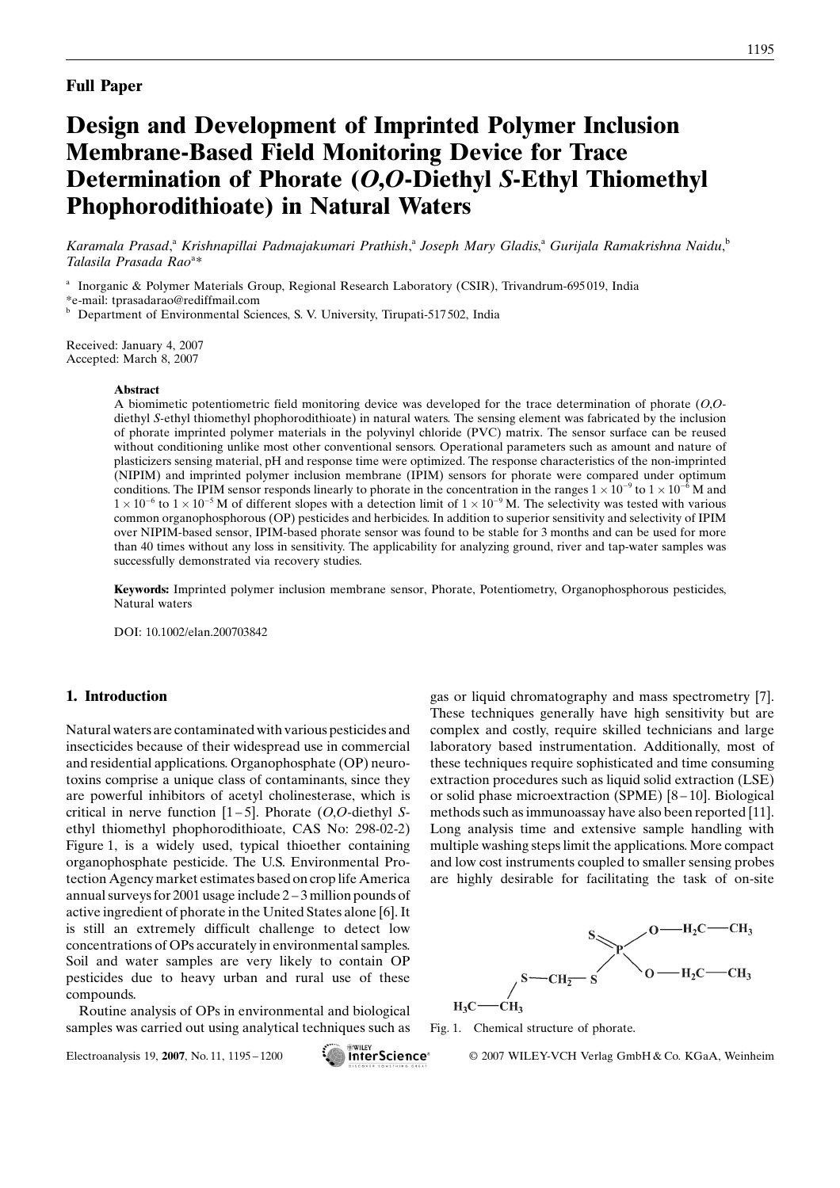**Full Paper**

# Design and Development of Imprinted Polymer Inclusion Membrane-Based Field Monitoring Device for Trace Determination of Phorate (*O,O*-Diethyl *S*-Ethyl Thiomethyl Phophorodithioate) in Natural Waters

*Karamala Prasad*,[a] *Krishnapillai Padmajakumari Prathish*,[a] *Joseph Mary Gladis*,[a] *Gurijala Ramakrishna Naidu*,[b] *Talasila Prasada Rao*[a]*

[a] Inorganic & Polymer Materials Group, Regional Research Laboratory (CSIR), Trivandrum-695019, India
*e-mail: tprasadarao@rediffmail.com
[b] Department of Environmental Sciences, S. V. University, Tirupati-517502, India

Received: January 4, 2007
Accepted: March 8, 2007

**Abstract**

A biomimetic potentiometric field monitoring device was developed for the trace determination of phorate (*O,O*-diethyl *S*-ethyl thiomethyl phophorodithioate) in natural waters. The sensing element was fabricated by the inclusion of phorate imprinted polymer materials in the polyvinyl chloride (PVC) matrix. The sensor surface can be reused without conditioning unlike most other conventional sensors. Operational parameters such as amount and nature of plasticizers sensing material, pH and response time were optimized. The response characteristics of the non-imprinted (NIPIM) and imprinted polymer inclusion membrane (IPIM) sensors for phorate were compared under optimum conditions. The IPIM sensor responds linearly to phorate in the concentration in the ranges $1\times10^{-9}$ to $1\times10^{-6}$ M and $1\times10^{-6}$ to $1\times10^{-5}$ M of different slopes with a detection limit of $1\times10^{-9}$ M. The selectivity was tested with various common organophosphorous (OP) pesticides and herbicides. In addition to superior sensitivity and selectivity of IPIM over NIPIM-based sensor, IPIM-based phorate sensor was found to be stable for 3 months and can be used for more than 40 times without any loss in sensitivity. The applicability for analyzing ground, river and tap-water samples was successfully demonstrated via recovery studies.

**Keywords:** Imprinted polymer inclusion membrane sensor, Phorate, Potentiometry, Organophosphorous pesticides, Natural waters

DOI: 10.1002/elan.200703842

## 1. Introduction

Natural waters are contaminated with various pesticides and insecticides because of their widespread use in commercial and residential applications. Organophosphate (OP) neurotoxins comprise a unique class of contaminants, since they are powerful inhibitors of acetyl cholinesterase, which is critical in nerve function [1–5]. Phorate (*O,O*-diethyl *S*-ethyl thiomethyl phophorodithioate, CAS No: 298-02-2) Figure 1, is a widely used, typical thioether containing organophosphate pesticide. The U.S. Environmental Protection Agency market estimates based on crop life America annual surveys for 2001 usage include 2–3 million pounds of active ingredient of phorate in the United States alone [6]. It is still an extremely difficult challenge to detect low concentrations of OPs accurately in environmental samples. Soil and water samples are very likely to contain OP pesticides due to heavy urban and rural use of these compounds.

Routine analysis of OPs in environmental and biological samples was carried out using analytical techniques such as gas or liquid chromatography and mass spectrometry [7]. These techniques generally have high sensitivity but are complex and costly, require skilled technicians and large laboratory based instrumentation. Additionally, most of these techniques require sophisticated and time consuming extraction procedures such as liquid solid extraction (LSE) or solid phase microextraction (SPME) [8–10]. Biological methods such as immunoassay have also been reported [11]. Long analysis time and extensive sample handling with multiple washing steps limit the applications. More compact and low cost instruments coupled to smaller sensing probes are highly desirable for facilitating the task of on-site

Fig. 1. Chemical structure of phorate.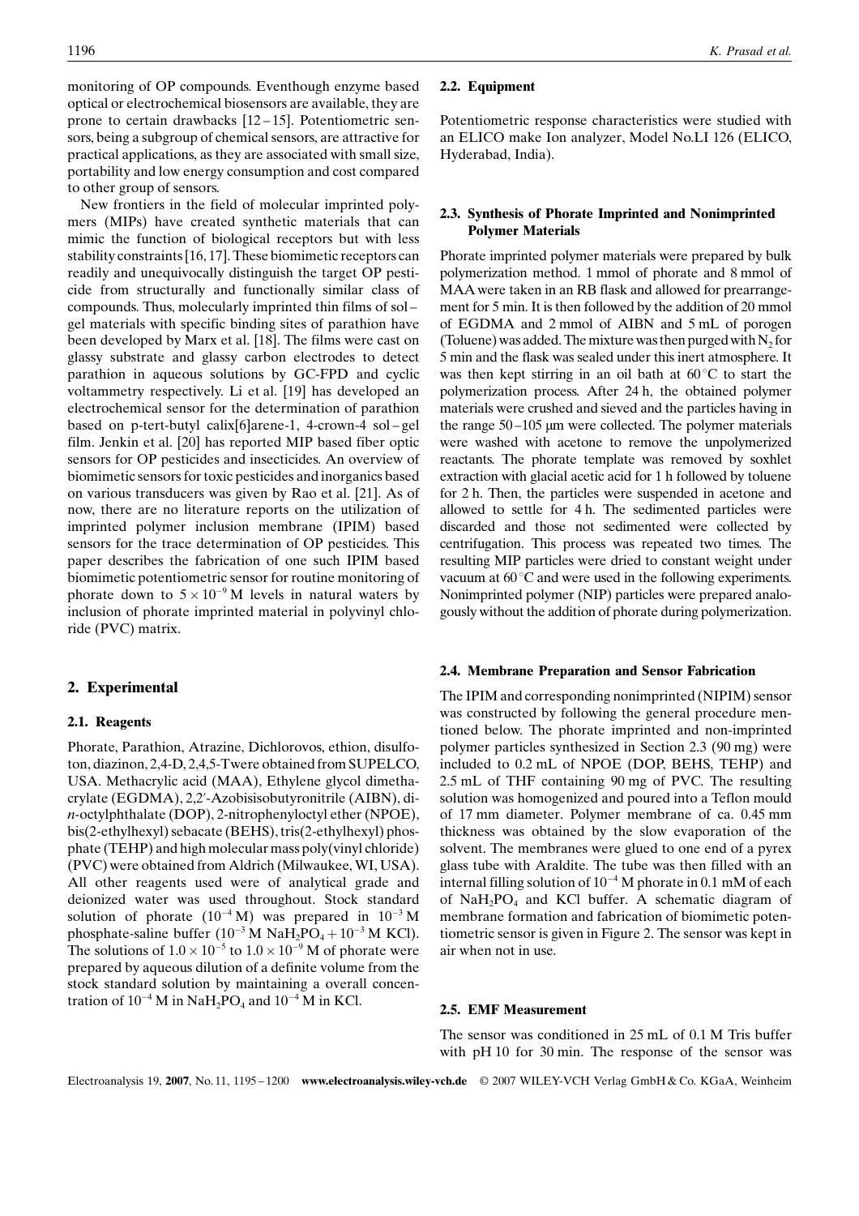monitoring of OP compounds. Eventhough enzyme based optical or electrochemical biosensors are available, they are prone to certain drawbacks [12–15]. Potentiometric sensors, being a subgroup of chemical sensors, are attractive for practical applications, as they are associated with small size, portability and low energy consumption and cost compared to other group of sensors.

New frontiers in the field of molecular imprinted polymers (MIPs) have created synthetic materials that can mimic the function of biological receptors but with less stability constraints [16, 17]. These biomimetic receptors can readily and unequivocally distinguish the target OP pesticide from structurally and functionally similar class of compounds. Thus, molecularly imprinted thin films of sol–gel materials with specific binding sites of parathion have been developed by Marx et al. [18]. The films were cast on glassy substrate and glassy carbon electrodes to detect parathion in aqueous solutions by GC-FPD and cyclic voltammetry respectively. Li et al. [19] has developed an electrochemical sensor for the determination of parathion based on p-tert-butyl calix[6]arene-1, 4-crown-4 sol–gel film. Jenkin et al. [20] has reported MIP based fiber optic sensors for OP pesticides and insecticides. An overview of biomimetic sensors for toxic pesticides and inorganics based on various transducers was given by Rao et al. [21]. As of now, there are no literature reports on the utilization of imprinted polymer inclusion membrane (IPIM) based sensors for the trace determination of OP pesticides. This paper describes the fabrication of one such IPIM based biomimetic potentiometric sensor for routine monitoring of phorate down to $5 \times 10^{-9}$ M levels in natural waters by inclusion of phorate imprinted material in polyvinyl chloride (PVC) matrix.

## 2. Experimental

### 2.1. Reagents

Phorate, Parathion, Atrazine, Dichlorovos, ethion, disulfoton, diazinon, 2,4-D, 2,4,5-T were obtained from SUPELCO, USA. Methacrylic acid (MAA), Ethylene glycol dimethacrylate (EGDMA), 2,2′-Azobisisobutyronitrile (AIBN), di-*n*-octylphthalate (DOP), 2-nitrophenyloctyl ether (NPOE), bis(2-ethylhexyl) sebacate (BEHS), tris(2-ethylhexyl) phosphate (TEHP) and high molecular mass poly(vinyl chloride) (PVC) were obtained from Aldrich (Milwaukee, WI, USA). All other reagents used were of analytical grade and deionized water was used throughout. Stock standard solution of phorate ($10^{-4}$ M) was prepared in $10^{-3}$ M phosphate-saline buffer ($10^{-3}$ M $NaH_2PO_4 + 10^{-3}$ M KCl). The solutions of $1.0 \times 10^{-5}$ to $1.0 \times 10^{-9}$ M of phorate were prepared by aqueous dilution of a definite volume from the stock standard solution by maintaining a overall concentration of $10^{-4}$ M in $NaH_2PO_4$ and $10^{-4}$ M in KCl.

### 2.2. Equipment

Potentiometric response characteristics were studied with an ELICO make Ion analyzer, Model No.LI 126 (ELICO, Hyderabad, India).

### 2.3. Synthesis of Phorate Imprinted and Nonimprinted Polymer Materials

Phorate imprinted polymer materials were prepared by bulk polymerization method. 1 mmol of phorate and 8 mmol of MAA were taken in an RB flask and allowed for prearrangement for 5 min. It is then followed by the addition of 20 mmol of EGDMA and 2 mmol of AIBN and 5 mL of porogen (Toluene) was added. The mixture was then purged with $N_2$ for 5 min and the flask was sealed under this inert atmosphere. It was then kept stirring in an oil bath at 60 °C to start the polymerization process. After 24 h, the obtained polymer materials were crushed and sieved and the particles having in the range 50–105 μm were collected. The polymer materials were washed with acetone to remove the unpolymerized reactants. The phorate template was removed by soxhlet extraction with glacial acetic acid for 1 h followed by toluene for 2 h. Then, the particles were suspended in acetone and allowed to settle for 4 h. The sedimented particles were discarded and those not sedimented were collected by centrifugation. This process was repeated two times. The resulting MIP particles were dried to constant weight under vacuum at 60 °C and were used in the following experiments. Nonimprinted polymer (NIP) particles were prepared analogously without the addition of phorate during polymerization.

### 2.4. Membrane Preparation and Sensor Fabrication

The IPIM and corresponding nonimprinted (NIPIM) sensor was constructed by following the general procedure mentioned below. The phorate imprinted and non-imprinted polymer particles synthesized in Section 2.3 (90 mg) were included to 0.2 mL of NPOE (DOP, BEHS, TEHP) and 2.5 mL of THF containing 90 mg of PVC. The resulting solution was homogenized and poured into a Teflon mould of 17 mm diameter. Polymer membrane of ca. 0.45 mm thickness was obtained by the slow evaporation of the solvent. The membranes were glued to one end of a pyrex glass tube with Araldite. The tube was then filled with an internal filling solution of $10^{-4}$ M phorate in 0.1 mM of each of $NaH_2PO_4$ and KCl buffer. A schematic diagram of membrane formation and fabrication of biomimetic potentiometric sensor is given in Figure 2. The sensor was kept in air when not in use.

### 2.5. EMF Measurement

The sensor was conditioned in 25 mL of 0.1 M Tris buffer with pH 10 for 30 min. The response of the sensor was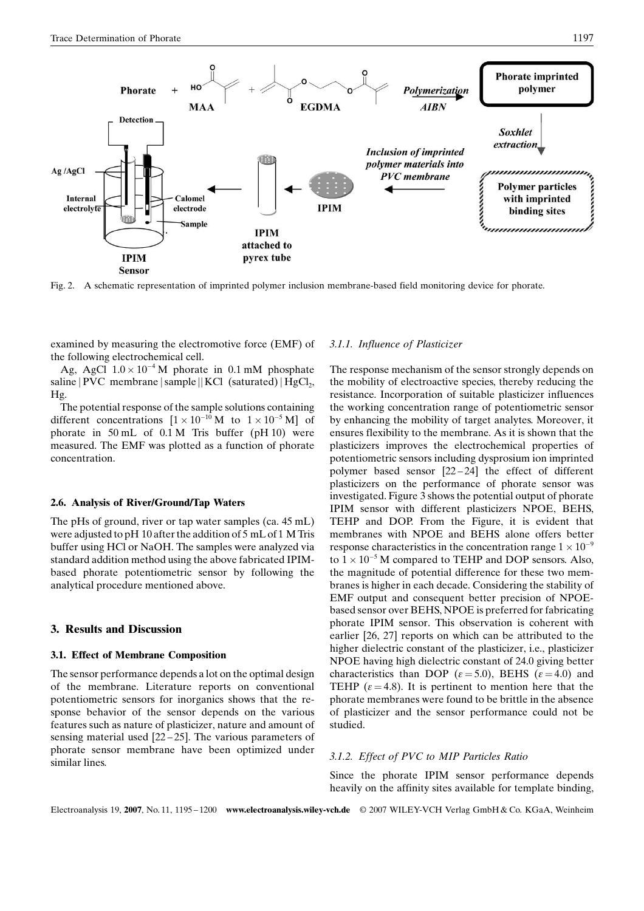Fig. 2. A schematic representation of imprinted polymer inclusion membrane-based field monitoring device for phorate.

examined by measuring the electromotive force (EMF) of the following electrochemical cell.

Ag, AgCl $1.0 \times 10^{-4}$ M phorate in 0.1 mM phosphate saline | PVC membrane | sample || KCl (saturated) | $HgCl_2$, Hg.

The potential response of the sample solutions containing different concentrations [$1 \times 10^{-10}$ M to $1 \times 10^{-5}$ M] of phorate in 50 mL of 0.1 M Tris buffer (pH 10) were measured. The EMF was plotted as a function of phorate concentration.

### 2.6. Analysis of River/Ground/Tap Waters

The pHs of ground, river or tap water samples (ca. 45 mL) were adjusted to pH 10 after the addition of 5 mL of 1 M Tris buffer using HCl or NaOH. The samples were analyzed via standard addition method using the above fabricated IPIM-based phorate potentiometric sensor by following the analytical procedure mentioned above.

## 3. Results and Discussion

### 3.1. Effect of Membrane Composition

The sensor performance depends a lot on the optimal design of the membrane. Literature reports on conventional potentiometric sensors for inorganics shows that the response behavior of the sensor depends on the various features such as nature of plasticizer, nature and amount of sensing material used [22–25]. The various parameters of phorate sensor membrane have been optimized under similar lines.

#### *3.1.1. Influence of Plasticizer*

The response mechanism of the sensor strongly depends on the mobility of electroactive species, thereby reducing the resistance. Incorporation of suitable plasticizer influences the working concentration range of potentiometric sensor by enhancing the mobility of target analytes. Moreover, it ensures flexibility to the membrane. As it is shown that the plasticizers improves the electrochemical properties of potentiometric sensors including dysprosium ion imprinted polymer based sensor [22–24] the effect of different plasticizers on the performance of phorate sensor was investigated. Figure 3 shows the potential output of phorate IPIM sensor with different plasticizers NPOE, BEHS, TEHP and DOP. From the Figure, it is evident that membranes with NPOE and BEHS alone offers better response characteristics in the concentration range $1 \times 10^{-9}$ to $1 \times 10^{-5}$ M compared to TEHP and DOP sensors. Also, the magnitude of potential difference for these two membranes is higher in each decade. Considering the stability of EMF output and consequent better precision of NPOE-based sensor over BEHS, NPOE is preferred for fabricating phorate IPIM sensor. This observation is coherent with earlier [26, 27] reports on which can be attributed to the higher dielectric constant of the plasticizer, i.e., plasticizer NPOE having high dielectric constant of 24.0 giving better characteristics than DOP ($\varepsilon = 5.0$), BEHS ($\varepsilon = 4.0$) and TEHP ($\varepsilon = 4.8$). It is pertinent to mention here that the phorate membranes were found to be brittle in the absence of plasticizer and the sensor performance could not be studied.

#### *3.1.2. Effect of PVC to MIP Particles Ratio*

Since the phorate IPIM sensor performance depends heavily on the affinity sites available for template binding,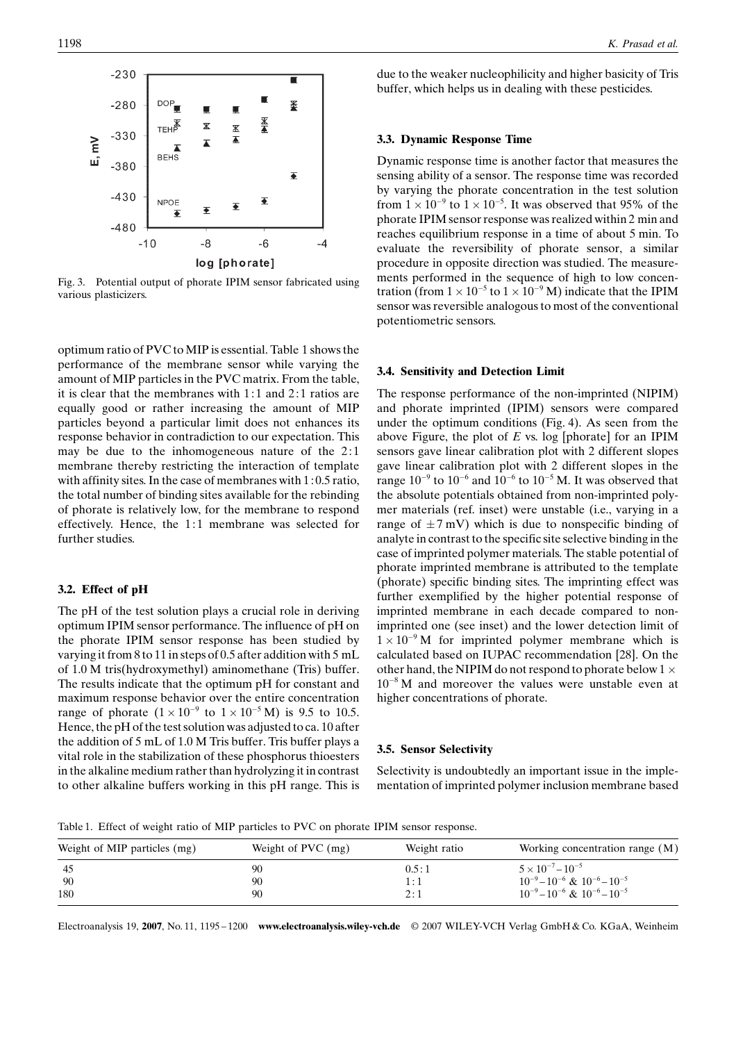Fig. 3. Potential output of phorate IPIM sensor fabricated using various plasticizers.

optimum ratio of PVC to MIP is essential. Table 1 shows the performance of the membrane sensor while varying the amount of MIP particles in the PVC matrix. From the table, it is clear that the membranes with 1 : 1 and 2 : 1 ratios are equally good or rather increasing the amount of MIP particles beyond a particular limit does not enhances its response behavior in contradiction to our expectation. This may be due to the inhomogeneous nature of the 2 : 1 membrane thereby restricting the interaction of template with affinity sites. In the case of membranes with 1 : 0.5 ratio, the total number of binding sites available for the rebinding of phorate is relatively low, for the membrane to respond effectively. Hence, the 1 : 1 membrane was selected for further studies.

### 3.2. Effect of pH

The pH of the test solution plays a crucial role in deriving optimum IPIM sensor performance. The influence of pH on the phorate IPIM sensor response has been studied by varying it from 8 to 11 in steps of 0.5 after addition with 5 mL of 1.0 M tris(hydroxymethyl) aminomethane (Tris) buffer. The results indicate that the optimum pH for constant and maximum response behavior over the entire concentration range of phorate ($1 \times 10^{-9}$ to $1 \times 10^{-5}$ M) is 9.5 to 10.5. Hence, the pH of the test solution was adjusted to ca. 10 after the addition of 5 mL of 1.0 M Tris buffer. Tris buffer plays a vital role in the stabilization of these phosphorus thioesters in the alkaline medium rather than hydrolyzing it in contrast to other alkaline buffers working in this pH range. This is due to the weaker nucleophilicity and higher basicity of Tris buffer, which helps us in dealing with these pesticides.

### 3.3. Dynamic Response Time

Dynamic response time is another factor that measures the sensing ability of a sensor. The response time was recorded by varying the phorate concentration in the test solution from $1 \times 10^{-9}$ to $1 \times 10^{-5}$. It was observed that 95% of the phorate IPIM sensor response was realized within 2 min and reaches equilibrium response in a time of about 5 min. To evaluate the reversibility of phorate sensor, a similar procedure in opposite direction was studied. The measurements performed in the sequence of high to low concentration (from $1 \times 10^{-5}$ to $1 \times 10^{-9}$ M) indicate that the IPIM sensor was reversible analogous to most of the conventional potentiometric sensors.

### 3.4. Sensitivity and Detection Limit

The response performance of the non-imprinted (NIPIM) and phorate imprinted (IPIM) sensors were compared under the optimum conditions (Fig. 4). As seen from the above Figure, the plot of $E$ vs. log [phorate] for an IPIM sensors gave linear calibration plot with 2 different slopes gave linear calibration plot with 2 different slopes in the range $10^{-9}$ to $10^{-6}$ and $10^{-6}$ to $10^{-5}$ M. It was observed that the absolute potentials obtained from non-imprinted polymer materials (ref. inset) were unstable (i.e., varying in a range of $\pm 7$ mV) which is due to nonspecific binding of analyte in contrast to the specific site selective binding in the case of imprinted polymer materials. The stable potential of phorate imprinted membrane is attributed to the template (phorate) specific binding sites. The imprinting effect was further exemplified by the higher potential response of imprinted membrane in each decade compared to non-imprinted one (see inset) and the lower detection limit of $1 \times 10^{-9}$ M for imprinted polymer membrane which is calculated based on IUPAC recommendation [28]. On the other hand, the NIPIM do not respond to phorate below $1 \times 10^{-8}$ M and moreover the values were unstable even at higher concentrations of phorate.

### 3.5. Sensor Selectivity

Selectivity is undoubtedly an important issue in the implementation of imprinted polymer inclusion membrane based

Table 1. Effect of weight ratio of MIP particles to PVC on phorate IPIM sensor response.

| Weight of MIP particles (mg) | Weight of PVC (mg) | Weight ratio | Working concentration range (M) |
|---|---|---|---|
| 45 | 90 | 0.5 : 1 | $5 \times 10^{-7} – 10^{-5}$ |
| 90 | 90 | 1 : 1 | $10^{-9} – 10^{-6}$ & $10^{-6} – 10^{-5}$ |
| 180 | 90 | 2 : 1 | $10^{-9} – 10^{-6}$ & $10^{-6} – 10^{-5}$ |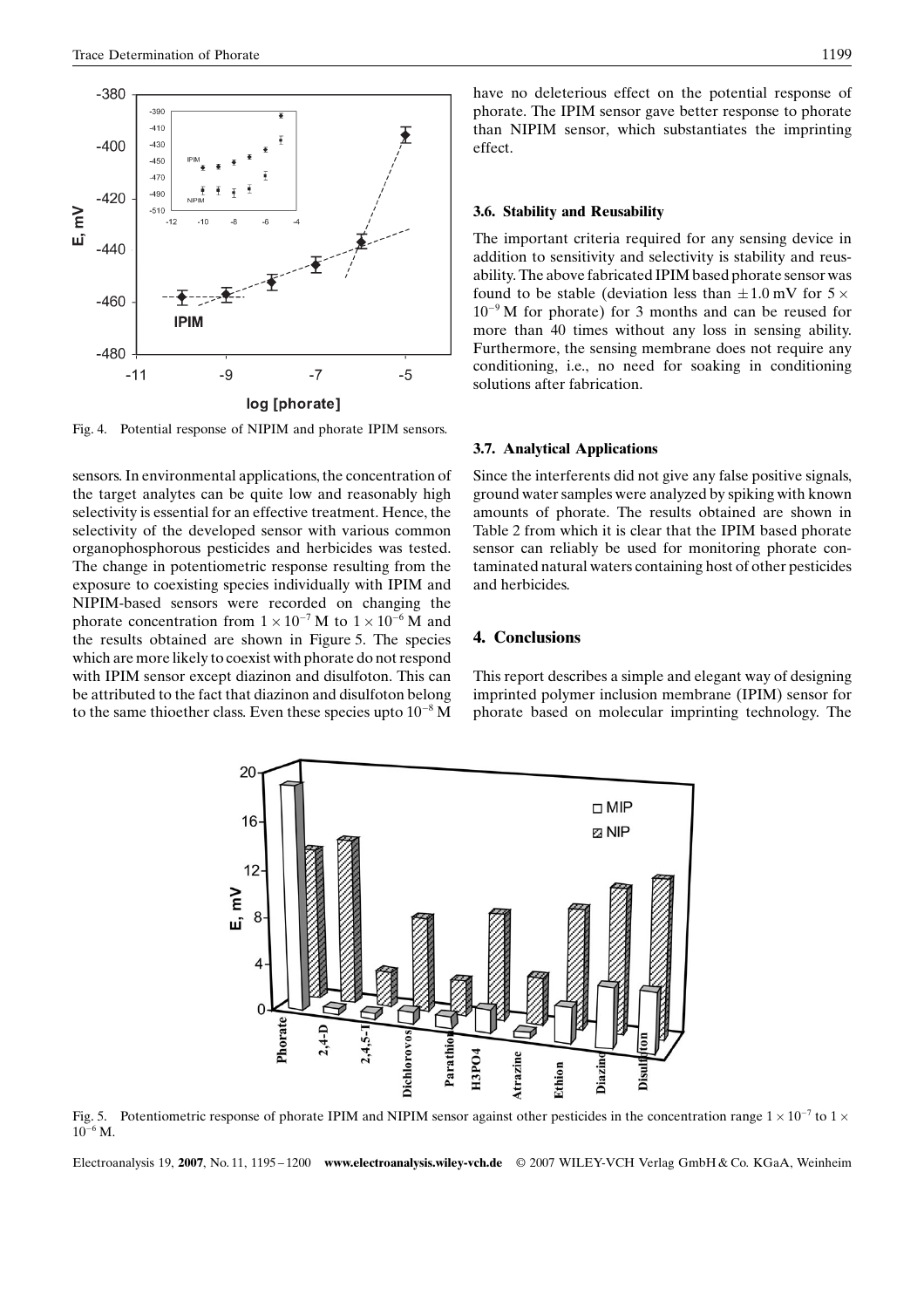Fig. 4. Potential response of NIPIM and phorate IPIM sensors.

sensors. In environmental applications, the concentration of the target analytes can be quite low and reasonably high selectivity is essential for an effective treatment. Hence, the selectivity of the developed sensor with various common organophosphorous pesticides and herbicides was tested. The change in potentiometric response resulting from the exposure to coexisting species individually with IPIM and NIPIM-based sensors were recorded on changing the phorate concentration from $1 \times 10^{-7}$ M to $1 \times 10^{-6}$ M and the results obtained are shown in Figure 5. The species which are more likely to coexist with phorate do not respond with IPIM sensor except diazinon and disulfoton. This can be attributed to the fact that diazinon and disulfoton belong to the same thioether class. Even these species upto $10^{-8}$ M have no deleterious effect on the potential response of phorate. The IPIM sensor gave better response to phorate than NIPIM sensor, which substantiates the imprinting effect.

### 3.6. Stability and Reusability

The important criteria required for any sensing device in addition to sensitivity and selectivity is stability and reusability. The above fabricated IPIM based phorate sensor was found to be stable (deviation less than $\pm 1.0$ mV for $5 \times 10^{-9}$ M for phorate) for 3 months and can be reused for more than 40 times without any loss in sensing ability. Furthermore, the sensing membrane does not require any conditioning, i.e., no need for soaking in conditioning solutions after fabrication.

### 3.7. Analytical Applications

Since the interferents did not give any false positive signals, ground water samples were analyzed by spiking with known amounts of phorate. The results obtained are shown in Table 2 from which it is clear that the IPIM based phorate sensor can reliably be used for monitoring phorate contaminated natural waters containing host of other pesticides and herbicides.

## 4. Conclusions

This report describes a simple and elegant way of designing imprinted polymer inclusion membrane (IPIM) sensor for phorate based on molecular imprinting technology. The

Fig. 5. Potentiometric response of phorate IPIM and NIPIM sensor against other pesticides in the concentration range $1 \times 10^{-7}$ to $1 \times 10^{-6}$ M.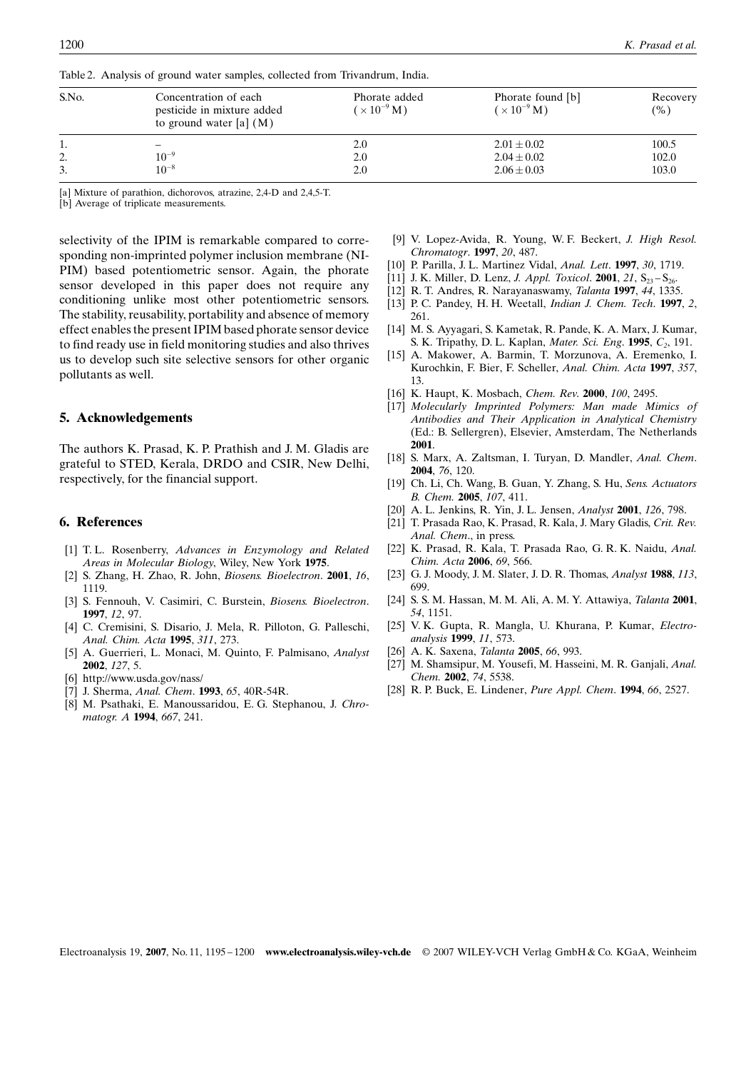Table 2. Analysis of ground water samples, collected from Trivandrum, India.

| S.No. | Concentration of each pesticide in mixture added to ground water [a] (M) | Phorate added ($\times 10^{-9}$ M) | Phorate found [b] ($\times 10^{-9}$ M) | Recovery (%) |
|---|---|---|---|---|
| 1. | – | 2.0 | $2.01 \pm 0.02$ | 100.5 |
| 2. | $10^{-9}$ | 2.0 | $2.04 \pm 0.02$ | 102.0 |
| 3. | $10^{-8}$ | 2.0 | $2.06 \pm 0.03$ | 103.0 |

[a] Mixture of parathion, dichorovos, atrazine, 2,4-D and 2,4,5-T.
[b] Average of triplicate measurements.

selectivity of the IPIM is remarkable compared to corresponding non-imprinted polymer inclusion membrane (NI-PIM) based potentiometric sensor. Again, the phorate sensor developed in this paper does not require any conditioning unlike most other potentiometric sensors. The stability, reusability, portability and absence of memory effect enables the present IPIM based phorate sensor device to find ready use in field monitoring studies and also thrives us to develop such site selective sensors for other organic pollutants as well.

## 5. Acknowledgements

The authors K. Prasad, K. P. Prathish and J. M. Gladis are grateful to STED, Kerala, DRDO and CSIR, New Delhi, respectively, for the financial support.

## 6. References

[1] T. L. Rosenberry, *Advances in Enzymology and Related Areas in Molecular Biology*, Wiley, New York **1975**.
[2] S. Zhang, H. Zhao, R. John, *Biosens. Bioelectron*. **2001**, *16*, 1119.
[3] S. Fennouh, V. Casimiri, C. Burstein, *Biosens. Bioelectron*. **1997**, *12*, 97.
[4] C. Cremisini, S. Disario, J. Mela, R. Pilloton, G. Palleschi, *Anal. Chim. Acta* **1995**, *311*, 273.
[5] A. Guerrieri, L. Monaci, M. Quinto, F. Palmisano, *Analyst* **2002**, *127*, 5.
[6] http://www.usda.gov/nass/
[7] J. Sherma, *Anal. Chem*. **1993**, *65*, 40R-54R.
[8] M. Psathaki, E. Manoussaridou, E. G. Stephanou, *J. Chromatogr. A* **1994**, *667*, 241.
[9] V. Lopez-Avida, R. Young, W. F. Beckert, *J. High Resol. Chromatogr*. **1997**, *20*, 487.
[10] P. Parilla, J. L. Martinez Vidal, *Anal. Lett*. **1997**, *30*, 1719.
[11] J. K. Miller, D. Lenz, *J. Appl. Toxicol*. **2001**, *21*, $S_{23}$–$S_{26}$.
[12] R. T. Andres, R. Narayanaswamy, *Talanta* **1997**, *44*, 1335.
[13] P. C. Pandey, H. H. Weetall, *Indian J. Chem. Tech*. **1997**, *2*, 261.
[14] M. S. Ayyagari, S. Kametak, R. Pande, K. A. Marx, J. Kumar, S. K. Tripathy, D. L. Kaplan, *Mater. Sci. Eng*. **1995**, *$C_2$*, 191.
[15] A. Makower, A. Barmin, T. Morzunova, A. Eremenko, I. Kurochkin, F. Bier, F. Scheller, *Anal. Chim. Acta* **1997**, *357*, 13.
[16] K. Haupt, K. Mosbach, *Chem. Rev*. **2000**, *100*, 2495.
[17] *Molecularly Imprinted Polymers: Man made Mimics of Antibodies and Their Application in Analytical Chemistry* (Ed.: B. Sellergren), Elsevier, Amsterdam, The Netherlands **2001**.
[18] S. Marx, A. Zaltsman, I. Turyan, D. Mandler, *Anal. Chem*. **2004**, *76*, 120.
[19] Ch. Li, Ch. Wang, B. Guan, Y. Zhang, S. Hu, *Sens. Actuators B. Chem*. **2005**, *107*, 411.
[20] A. L. Jenkins, R. Yin, J. L. Jensen, *Analyst* **2001**, *126*, 798.
[21] T. Prasada Rao, K. Prasad, R. Kala, J. Mary Gladis, *Crit. Rev. Anal. Chem*., in press.
[22] K. Prasad, R. Kala, T. Prasada Rao, G. R. K. Naidu, *Anal. Chim. Acta* **2006**, *69*, 566.
[23] G. J. Moody, J. M. Slater, J. D. R. Thomas, *Analyst* **1988**, *113*, 699.
[24] S. S. M. Hassan, M. M. Ali, A. M. Y. Attawiya, *Talanta* **2001**, *54*, 1151.
[25] V. K. Gupta, R. Mangla, U. Khurana, P. Kumar, *Electroanalysis* **1999**, *11*, 573.
[26] A. K. Saxena, *Talanta* **2005**, *66*, 993.
[27] M. Shamsipur, M. Yousefi, M. Hasseini, M. R. Ganjali, *Anal. Chem*. **2002**, *74*, 5538.
[28] R. P. Buck, E. Lindener, *Pure Appl. Chem*. **1994**, *66*, 2527.